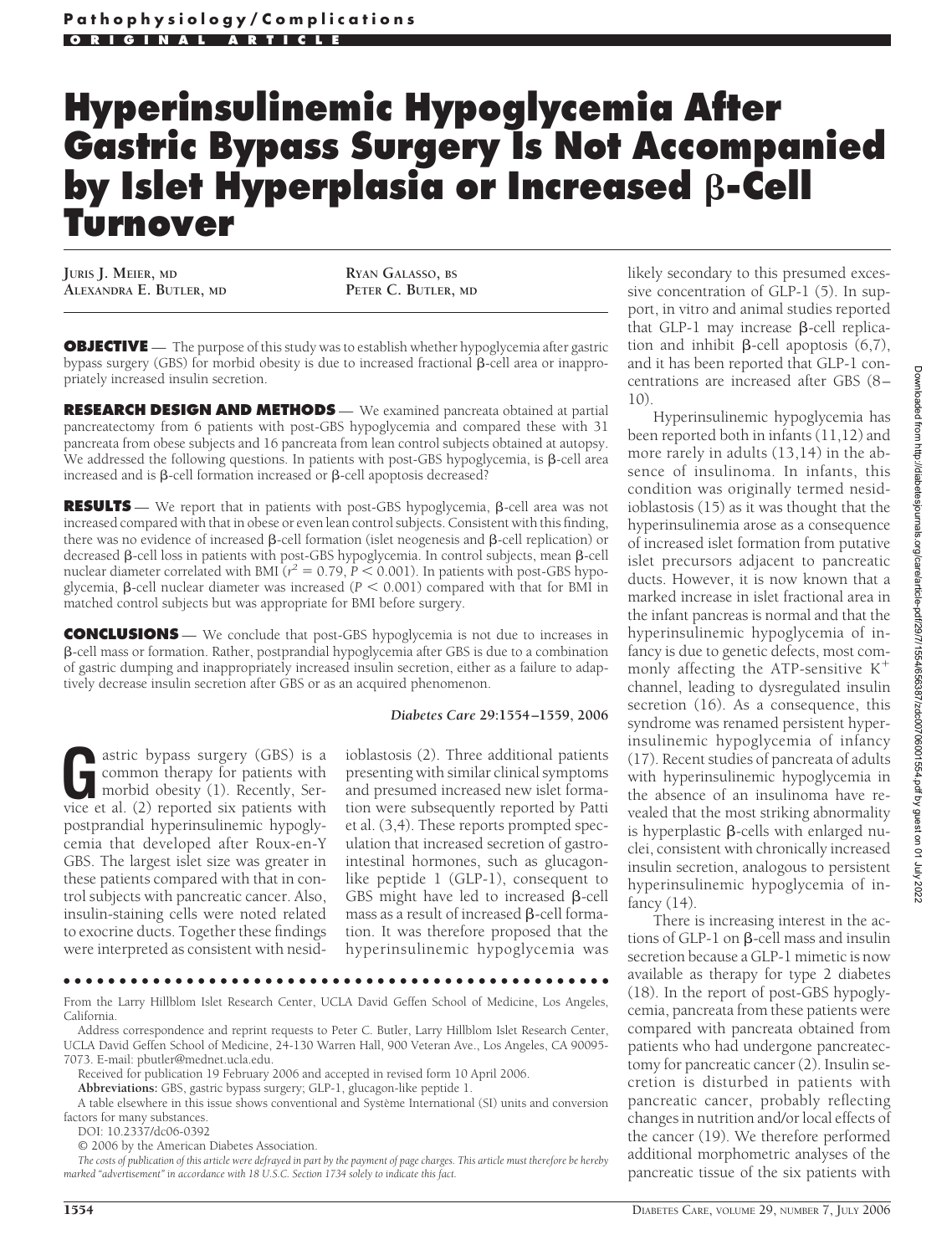**Pathophysiology/Complications**

ORIGINAL ARTICLE

# Hyperinsulinemic Hypoglycemia After Gastric Bypass Surgery Is Not Accompanied by Islet Hyperplasia or Increased β-Cell Turnover

**JURIS J. MEIER, MD**
**ALEXANDRA E. BUTLER, MD**
**RYAN GALASSO, BS**
**PETER C. BUTLER, MD**

**OBJECTIVE** — The purpose of this study was to establish whether hypoglycemia after gastric bypass surgery (GBS) for morbid obesity is due to increased fractional β-cell area or inappropriately increased insulin secretion.

**RESEARCH DESIGN AND METHODS** — We examined pancreata obtained at partial pancreatectomy from 6 patients with post-GBS hypoglycemia and compared these with 31 pancreata from obese subjects and 16 pancreata from lean control subjects obtained at autopsy. We addressed the following questions. In patients with post-GBS hypoglycemia, is β-cell area increased and is β-cell formation increased or β-cell apoptosis decreased?

**RESULTS** — We report that in patients with post-GBS hypoglycemia, β-cell area was not increased compared with that in obese or even lean control subjects. Consistent with this finding, there was no evidence of increased β-cell formation (islet neogenesis and β-cell replication) or decreased β-cell loss in patients with post-GBS hypoglycemia. In control subjects, mean β-cell nuclear diameter correlated with BMI ($r^2 = 0.79$, $P < 0.001$). In patients with post-GBS hypoglycemia, β-cell nuclear diameter was increased ($P < 0.001$) compared with that for BMI in matched control subjects but was appropriate for BMI before surgery.

**CONCLUSIONS** — We conclude that post-GBS hypoglycemia is not due to increases in β-cell mass or formation. Rather, postprandial hypoglycemia after GBS is due to a combination of gastric dumping and inappropriately increased insulin secretion, either as a failure to adaptively decrease insulin secretion after GBS or as an acquired phenomenon.

*Diabetes Care* 29:1554–1559, 2006

Gastric bypass surgery (GBS) is a common therapy for patients with morbid obesity (1). Recently, Service et al. (2) reported six patients with postprandial hyperinsulinemic hypoglycemia that developed after Roux-en-Y GBS. The largest islet size was greater in these patients compared with that in control subjects with pancreatic cancer. Also, insulin-staining cells were noted related to exocrine ducts. Together these findings were interpreted as consistent with nesidioblastosis (2). Three additional patients presenting with similar clinical symptoms and presumed increased new islet formation were subsequently reported by Patti et al. (3,4). These reports prompted speculation that increased secretion of gastrointestinal hormones, such as glucagon-like peptide 1 (GLP-1), consequent to GBS might have led to increased β-cell mass as a result of increased β-cell formation. It was therefore proposed that the hyperinsulinemic hypoglycemia was likely secondary to this presumed excessive concentration of GLP-1 (5). In support, in vitro and animal studies reported that GLP-1 may increase β-cell replication and inhibit β-cell apoptosis (6,7), and it has been reported that GLP-1 concentrations are increased after GBS (8–10).

Hyperinsulinemic hypoglycemia has been reported both in infants (11,12) and more rarely in adults (13,14) in the absence of insulinoma. In infants, this condition was originally termed nesidioblastosis (15) as it was thought that the hyperinsulinemia arose as a consequence of increased islet formation from putative islet precursors adjacent to pancreatic ducts. However, it is now known that a marked increase in islet fractional area in the infant pancreas is normal and that the hyperinsulinemic hypoglycemia of infancy is due to genetic defects, most commonly affecting the ATP-sensitive $K^+$ channel, leading to dysregulated insulin secretion (16). As a consequence, this syndrome was renamed persistent hyperinsulinemic hypoglycemia of infancy (17). Recent studies of pancreata of adults with hyperinsulinemic hypoglycemia in the absence of an insulinoma have revealed that the most striking abnormality is hyperplastic β-cells with enlarged nuclei, consistent with chronically increased insulin secretion, analogous to persistent hyperinsulinemic hypoglycemia of infancy (14).

There is increasing interest in the actions of GLP-1 on β-cell mass and insulin secretion because a GLP-1 mimetic is now available as therapy for type 2 diabetes (18). In the report of post-GBS hypoglycemia, pancreata from these patients were compared with pancreata obtained from patients who had undergone pancreatectomy for pancreatic cancer (2). Insulin secretion is disturbed in patients with pancreatic cancer, probably reflecting changes in nutrition and/or local effects of the cancer (19). We therefore performed additional morphometric analyses of the pancreatic tissue of the six patients with

From the Larry Hillblom Islet Research Center, UCLA David Geffen School of Medicine, Los Angeles, California.

Address correspondence and reprint requests to Peter C. Butler, Larry Hillblom Islet Research Center, UCLA David Geffen School of Medicine, 24-130 Warren Hall, 900 Veteran Ave., Los Angeles, CA 90095-7073. E-mail: pbutler@mednet.ucla.edu.

Received for publication 19 February 2006 and accepted in revised form 10 April 2006.

**Abbreviations:** GBS, gastric bypass surgery; GLP-1, glucagon-like peptide 1.

A table elsewhere in this issue shows conventional and Système International (SI) units and conversion factors for many substances.

DOI: 10.2337/dc06-0392

© 2006 by the American Diabetes Association.

*The costs of publication of this article were defrayed in part by the payment of page charges. This article must therefore be hereby marked "advertisement" in accordance with 18 U.S.C. Section 1734 solely to indicate this fact.*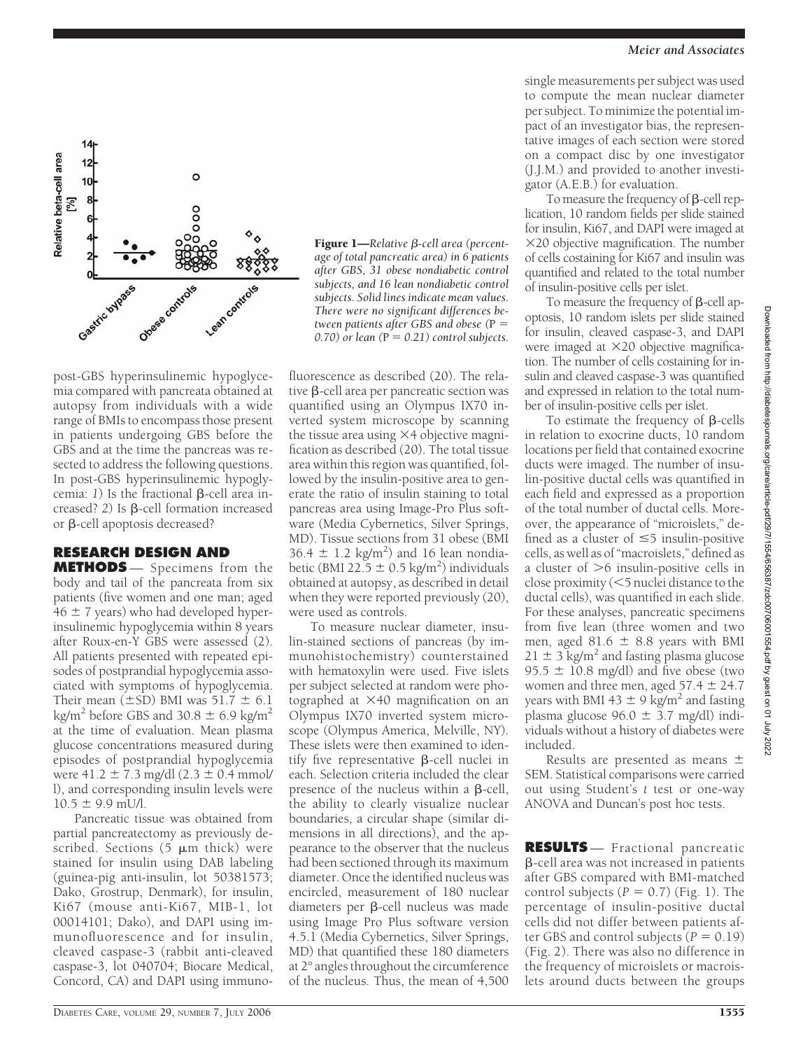**Figure 1**—*Relative β-cell area (percentage of total pancreatic area) in 6 patients after GBS, 31 obese nondiabetic control subjects, and 16 lean nondiabetic control subjects. Solid lines indicate mean values. There were no significant differences between patients after GBS and obese (*$P = 0.70$*) or lean (*$P = 0.21$*) control subjects.*

post-GBS hyperinsulinemic hypoglycemia compared with pancreata obtained at autopsy from individuals with a wide range of BMIs to encompass those present in patients undergoing GBS before the GBS and at the time the pancreas was resected to address the following questions. In post-GBS hyperinsulinemic hypoglycemia: *1*) Is the fractional β-cell area increased? *2*) Is β-cell formation increased or β-cell apoptosis decreased?

## RESEARCH DESIGN AND METHODS

Specimens from the body and tail of the pancreas from six patients (five women and one man; aged 46 ± 7 years) who had developed hyperinsulinemic hypoglycemia within 8 years after Roux-en-Y GBS were assessed (2). All patients presented with repeated episodes of postprandial hypoglycemia associated with symptoms of hypoglycemia. Their mean (±SD) BMI was 51.7 ± 6.1 kg/m$^2$ before GBS and 30.8 ± 6.9 kg/m$^2$ at the time of evaluation. Mean plasma glucose concentrations measured during episodes of postprandial hypoglycemia were 41.2 ± 7.3 mg/dl (2.3 ± 0.4 mmol/l), and corresponding insulin levels were 10.5 ± 9.9 mU/l.

Pancreatic tissue was obtained from partial pancreatectomy as previously described. Sections (5 μm thick) were stained for insulin using DAB labeling (guinea-pig anti-insulin, lot 50381573; Dako, Grostrup, Denmark), for insulin, Ki67 (mouse anti-Ki67, MIB-1, lot 00014101; Dako), and DAPI using immunofluorescence and for insulin, cleaved caspase-3 (rabbit anti-cleaved caspase-3, lot 040704; Biocare Medical, Concord, CA) and DAPI using immunofluorescence as described (20). The relative β-cell area per pancreatic section was quantified using an Olympus IX70 inverted system microscope by scanning the tissue area using ×4 objective magnification as described (20). The total tissue area within this region was quantified, followed by the insulin-positive area to generate the ratio of insulin staining to total pancreas area using Image-Pro Plus software (Media Cybernetics, Silver Springs, MD). Tissue sections from 31 obese (BMI 36.4 ± 1.2 kg/m$^2$) and 16 lean nondiabetic (BMI 22.5 ± 0.5 kg/m$^2$) individuals obtained at autopsy, as described in detail when they were reported previously (20), were used as controls.

To measure nuclear diameter, insulin-stained sections of pancreas (by immunohistochemistry) counterstained with hematoxylin were used. Five islets per subject selected at random were photographed at ×40 magnification on an Olympus IX70 inverted system microscope (Olympus America, Melville, NY). These islets were then examined to identify five representative β-cell nuclei in each. Selection criteria included the clear presence of the nucleus within a β-cell, the ability to clearly visualize nuclear boundaries, a circular shape (similar dimensions in all directions), and the appearance to the observer that the nucleus had been sectioned through its maximum diameter. Once the identified nucleus was encircled, measurement of 180 nuclear diameters per β-cell nucleus was made using Image Pro Plus software version 4.5.1 (Media Cybernetics, Silver Springs, MD) that quantified these 180 diameters at 2° angles throughout the circumference of the nucleus. Thus, the mean of 4,500 single measurements per subject was used to compute the mean nuclear diameter per subject. To minimize the potential impact of an investigator bias, the representative images of each section were stored on a compact disc by one investigator (J.J.M.) and provided to another investigator (A.E.B.) for evaluation.

To measure the frequency of β-cell replication, 10 random fields per slide stained for insulin, Ki67, and DAPI were imaged at ×20 objective magnification. The number of cells costaining for Ki67 and insulin was quantified and related to the total number of insulin-positive cells per islet.

To measure the frequency of β-cell apoptosis, 10 random islets per slide stained for insulin, cleaved caspase-3, and DAPI were imaged at ×20 objective magnification. The number of cells costaining for insulin and cleaved caspase-3 was quantified and expressed in relation to the total number of insulin-positive cells per islet.

To estimate the frequency of β-cells in relation to exocrine ducts, 10 random locations per field that contained exocrine ducts were imaged. The number of insulin-positive ductal cells was quantified in each field and expressed as a proportion of the total number of ductal cells. Moreover, the appearance of "microislets," defined as a cluster of ≤5 insulin-positive cells, as well as of "macroislets," defined as a cluster of >6 insulin-positive cells in close proximity (<5 nuclei distance to the ductal cells), was quantified in each slide. For these analyses, pancreatic specimens from five lean (three women and two men, aged 81.6 ± 8.8 years with BMI 21 ± 3 kg/m$^2$ and fasting plasma glucose 95.5 ± 10.8 mg/dl) and five obese (two women and three men, aged 57.4 ± 24.7 years with BMI 43 ± 9 kg/m$^2$ and fasting plasma glucose 96.0 ± 3.7 mg/dl) individuals without a history of diabetes were included.

Results are presented as means ± SEM. Statistical comparisons were carried out using Student's *t* test or one-way ANOVA and Duncan's post hoc tests.

## RESULTS

Fractional pancreatic β-cell area was not increased in patients after GBS compared with BMI-matched control subjects ($P = 0.7$) (Fig. 1). The percentage of insulin-positive ductal cells did not differ between patients after GBS and control subjects ($P = 0.19$) (Fig. 2). There was also no difference in the frequency of microislets or macroislets around ducts between the groups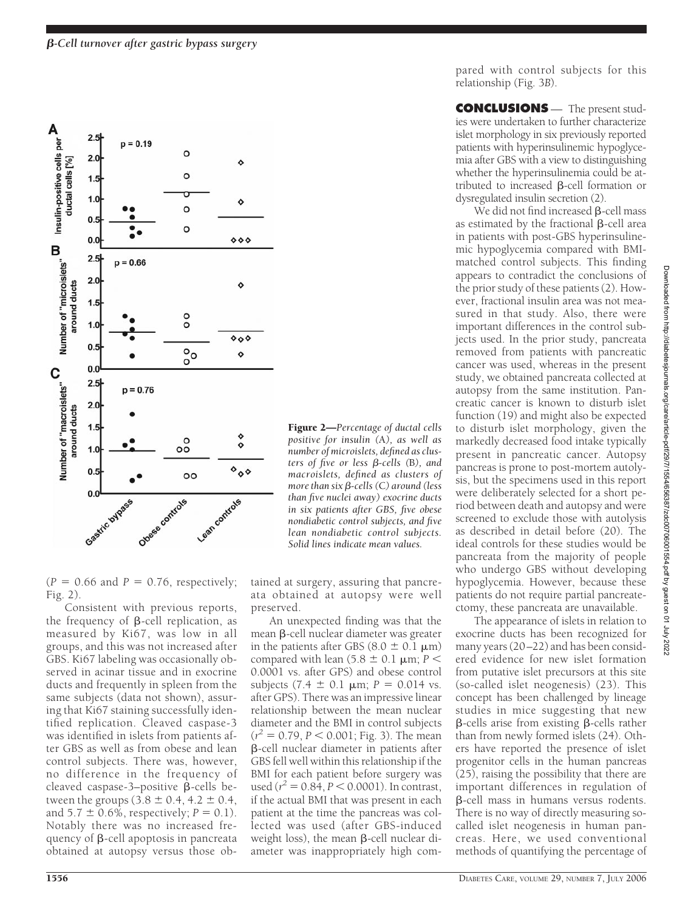Figure 2—*Percentage of ductal cells positive for insulin (*A*), as well as number of microislets, defined as clusters of five or less β-cells (*B*), and macroislets, defined as clusters of more than six β-cells (*C*) around (less than five nuclei away) exocrine ducts in six patients after GBS, five obese nondiabetic control subjects, and five lean nondiabetic control subjects. Solid lines indicate mean values.*

($P = 0.66$ and $P = 0.76$, respectively; Fig. 2).

Consistent with previous reports, the frequency of β-cell replication, as measured by Ki67, was low in all groups, and this was not increased after GBS. Ki67 labeling was occasionally observed in acinar tissue and in exocrine ducts and frequently in spleen from the same subjects (data not shown), assuring that Ki67 staining successfully identified replication. Cleaved caspase-3 was identified in islets from patients after GBS as well as from obese and lean control subjects. There was, however, no difference in the frequency of cleaved caspase-3–positive β-cells between the groups ($3.8 \pm 0.4$, $4.2 \pm 0.4$, and $5.7 \pm 0.6$%, respectively; $P = 0.1$). Notably there was no increased frequency of β-cell apoptosis in pancreata obtained at autopsy versus those obtained at surgery, assuring that pancreata obtained at autopsy were well preserved.

An unexpected finding was that the mean β-cell nuclear diameter was greater in the patients after GBS ($8.0 \pm 0.1$ μm) compared with lean ($5.8 \pm 0.1$ μm; $P < 0.0001$ vs. after GPS) and obese control subjects ($7.4 \pm 0.1$ μm; $P = 0.014$ vs. after GPS). There was an impressive linear relationship between the mean nuclear diameter and the BMI in control subjects ($r^2 = 0.79$, $P < 0.001$; Fig. 3). The mean β-cell nuclear diameter in patients after GBS fell well within this relationship if the BMI for each patient before surgery was used ($r^2 = 0.84$, $P < 0.0001$). In contrast, if the actual BMI that was present in each patient at the time the pancreas was collected was used (after GBS-induced weight loss), the mean β-cell nuclear diameter was inappropriately high compared with control subjects for this relationship (Fig. 3*B*).

**CONCLUSIONS** — The present studies were undertaken to further characterize islet morphology in six previously reported patients with hyperinsulinemic hypoglycemia after GBS with a view to distinguishing whether the hyperinsulinemia could be attributed to increased β-cell formation or dysregulated insulin secretion (2).

We did not find increased β-cell mass as estimated by the fractional β-cell area in patients with post-GBS hyperinsulinemic hypoglycemia compared with BMI-matched control subjects. This finding appears to contradict the conclusions of the prior study of these patients (2). However, fractional insulin area was not measured in that study. Also, there were important differences in the control subjects used. In the prior study, pancreata removed from patients with pancreatic cancer was used, whereas in the present study, we obtained pancreata collected at autopsy from the same institution. Pancreatic cancer is known to disturb islet function (19) and might also be expected to disturb islet morphology, given the markedly decreased food intake typically present in pancreatic cancer. Autopsy pancreas is prone to post-mortem autolysis, but the specimens used in this report were deliberately selected for a short period between death and autopsy and were screened to exclude those with autolysis as described in detail before (20). The ideal controls for these studies would be pancreata from the majority of people who undergo GBS without developing hypoglycemia. However, because these patients do not require partial pancreatectomy, these pancreata are unavailable.

The appearance of islets in relation to exocrine ducts has been recognized for many years (20–22) and has been considered evidence for new islet formation from putative islet precursors at this site (so-called islet neogenesis) (23). This concept has been challenged by lineage studies in mice suggesting that new β-cells arise from existing β-cells rather than from newly formed islets (24). Others have reported the presence of islet progenitor cells in the human pancreas (25), raising the possibility that there are important differences in regulation of β-cell mass in humans versus rodents. There is no way of directly measuring so-called islet neogenesis in human pancreas. Here, we used conventional methods of quantifying the percentage of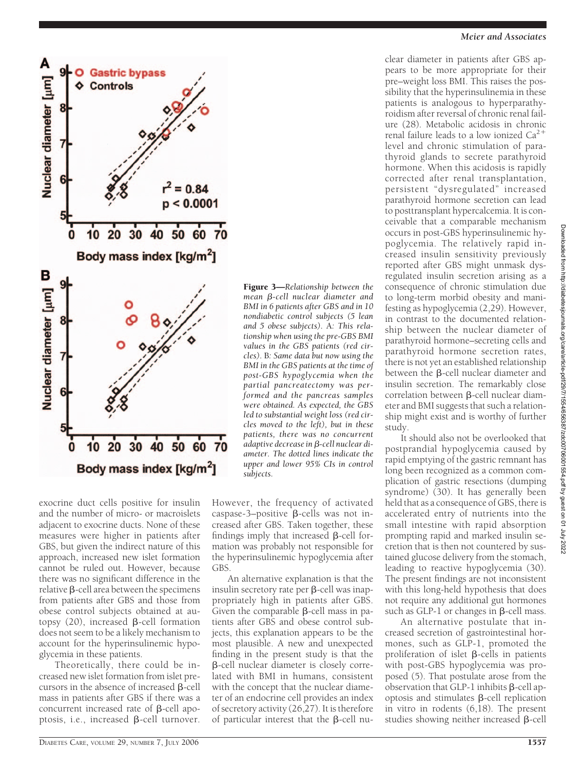**Figure 3**—*Relationship between the mean β-cell nuclear diameter and BMI in 6 patients after GBS and in 10 nondiabetic control subjects (5 lean and 5 obese subjects).* A: *This relationship when using the pre-GBS BMI values in the GBS patients (red circles).* B: *Same data but now using the BMI in the GBS patients at the time of post-GBS hypoglycemia when the partial pancreatectomy was performed and the pancreas samples were obtained. As expected, the GBS led to substantial weight loss (red circles moved to the left), but in these patients, there was no concurrent adaptive decrease in β-cell nuclear diameter. The dotted lines indicate the upper and lower 95% CIs in control subjects.*

exocrine duct cells positive for insulin and the number of micro- or macroislets adjacent to exocrine ducts. None of these measures were higher in patients after GBS, but given the indirect nature of this approach, increased new islet formation cannot be ruled out. However, because there was no significant difference in the relative β-cell area between the specimens from patients after GBS and those from obese control subjects obtained at autopsy (20), increased β-cell formation does not seem to be a likely mechanism to account for the hyperinsulinemic hypoglycemia in these patients.

Theoretically, there could be increased new islet formation from islet precursors in the absence of increased β-cell mass in patients after GBS if there was a concurrent increased rate of β-cell apoptosis, i.e., increased β-cell turnover. However, the frequency of activated caspase-3–positive β-cells was not increased after GBS. Taken together, these findings imply that increased β-cell formation was probably not responsible for the hyperinsulinemic hypoglycemia after GBS.

An alternative explanation is that the insulin secretory rate per β-cell was inappropriately high in patients after GBS. Given the comparable β-cell mass in patients after GBS and obese control subjects, this explanation appears to be the most plausible. A new and unexpected finding in the present study is that the β-cell nuclear diameter is closely correlated with BMI in humans, consistent with the concept that the nuclear diameter of an endocrine cell provides an index of secretory activity (26,27). It is therefore of particular interest that the β-cell nuclear diameter in patients after GBS appears to be more appropriate for their pre–weight loss BMI. This raises the possibility that the hyperinsulinemia in these patients is analogous to hyperparathyroidism after reversal of chronic renal failure (28). Metabolic acidosis in chronic renal failure leads to a low ionized $Ca^{2+}$ level and chronic stimulation of parathyroid glands to secrete parathyroid hormone. When this acidosis is rapidly corrected after renal transplantation, persistent "dysregulated" increased parathyroid hormone secretion can lead to posttransplant hypercalcemia. It is conceivable that a comparable mechanism occurs in post-GBS hyperinsulinemic hypoglycemia. The relatively rapid increased insulin sensitivity previously reported after GBS might unmask dysregulated insulin secretion arising as a consequence of chronic stimulation due to long-term morbid obesity and manifesting as hypoglycemia (2,29). However, in contrast to the documented relationship between the nuclear diameter of parathyroid hormone–secreting cells and parathyroid hormone secretion rates, there is not yet an established relationship between the β-cell nuclear diameter and insulin secretion. The remarkably close correlation between β-cell nuclear diameter and BMI suggests that such a relationship might exist and is worthy of further study.

It should also not be overlooked that postprandial hypoglycemia caused by rapid emptying of the gastric remnant has long been recognized as a common complication of gastric resections (dumping syndrome) (30). It has generally been held that as a consequence of GBS, there is accelerated entry of nutrients into the small intestine with rapid absorption prompting rapid and marked insulin secretion that is then not countered by sustained glucose delivery from the stomach, leading to reactive hypoglycemia (30). The present findings are not inconsistent with this long-held hypothesis that does not require any additional gut hormones such as GLP-1 or changes in β-cell mass.

An alternative postulate that increased secretion of gastrointestinal hormones, such as GLP-1, promoted the proliferation of islet β-cells in patients with post-GBS hypoglycemia was proposed (5). That postulate arose from the observation that GLP-1 inhibits β-cell apoptosis and stimulates β-cell replication in vitro in rodents (6,18). The present studies showing neither increased β-cell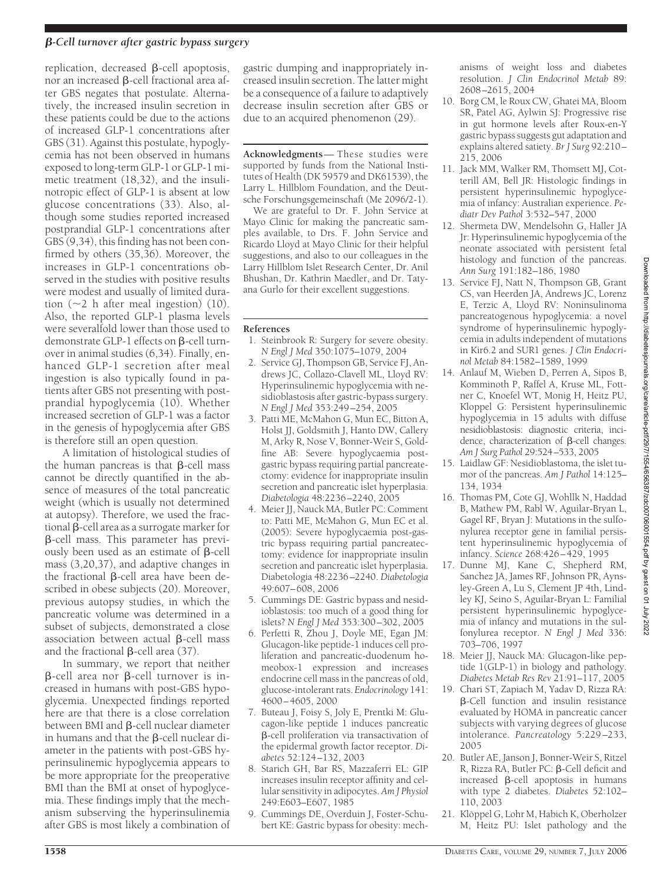replication, decreased β-cell apoptosis, nor an increased β-cell fractional area after GBS negates that postulate. Alternatively, the increased insulin secretion in these patients could be due to the actions of increased GLP-1 concentrations after GBS (31). Against this postulate, hypoglycemia has not been observed in humans exposed to long-term GLP-1 or GLP-1 mimetic treatment (18,32), and the insulinotropic effect of GLP-1 is absent at low glucose concentrations (33). Also, although some studies reported increased postprandial GLP-1 concentrations after GBS (9,34), this finding has not been confirmed by others (35,36). Moreover, the increases in GLP-1 concentrations observed in the studies with positive results were modest and usually of limited duration (~2 h after meal ingestion) (10). Also, the reported GLP-1 plasma levels were severalfold lower than those used to demonstrate GLP-1 effects on β-cell turnover in animal studies (6,34). Finally, enhanced GLP-1 secretion after meal ingestion is also typically found in patients after GBS not presenting with postprandial hypoglycemia (10). Whether increased secretion of GLP-1 was a factor in the genesis of hypoglycemia after GBS is therefore still an open question.

A limitation of histological studies of the human pancreas is that β-cell mass cannot be directly quantified in the absence of measures of the total pancreatic weight (which is usually not determined at autopsy). Therefore, we used the fractional β-cell area as a surrogate marker for β-cell mass. This parameter has previously been used as an estimate of β-cell mass (3,20,37), and adaptive changes in the fractional β-cell area have been described in obese subjects (20). Moreover, previous autopsy studies, in which the pancreatic volume was determined in a subset of subjects, demonstrated a close association between actual β-cell mass and the fractional β-cell area (37).

In summary, we report that neither β-cell area nor β-cell turnover is increased in humans with post-GBS hypoglycemia. Unexpected findings reported here are that there is a close correlation between BMI and β-cell nuclear diameter in humans and that the β-cell nuclear diameter in the patients with post-GBS hyperinsulinemic hypoglycemia appears to be more appropriate for the preoperative BMI than the BMI at onset of hypoglycemia. These findings imply that the mechanism subserving the hyperinsulinemia after GBS is most likely a combination of gastric dumping and inappropriately increased insulin secretion. The latter might be a consequence of a failure to adaptively decrease insulin secretion after GBS or due to an acquired phenomenon (29).

**Acknowledgments**— These studies were supported by funds from the National Institutes of Health (DK 59579 and DK61539), the Larry L. Hillblom Foundation, and the Deutsche Forschungsgemeinschaft (Me 2096/2-1).

We are grateful to Dr. F. John Service at Mayo Clinic for making the pancreatic samples available, to Drs. F. John Service and Ricardo Lloyd at Mayo Clinic for their helpful suggestions, and also to our colleagues in the Larry Hillblom Islet Research Center, Dr. Anil Bhushan, Dr. Kathrin Maedler, and Dr. Tatyana Gurlo for their excellent suggestions.

## References

1. Steinbrook R: Surgery for severe obesity. *N Engl J Med* 350:1075–1079, 2004
2. Service GJ, Thompson GB, Service FJ, Andrews JC, Collazo-Clavell ML, Lloyd RV: Hyperinsulinemic hypoglycemia with nesidioblastosis after gastric-bypass surgery. *N Engl J Med* 353:249–254, 2005
3. Patti ME, McMahon G, Mun EC, Bitton A, Holst JJ, Goldsmith J, Hanto DW, Callery M, Arky R, Nose V, Bonner-Weir S, Goldfine AB: Severe hypoglycaemia postgastric bypass requiring partial pancreatectomy: evidence for inappropriate insulin secretion and pancreatic islet hyperplasia. *Diabetologia* 48:2236–2240, 2005
4. Meier JJ, Nauck MA, Butler PC: Comment to: Patti ME, McMahon G, Mun EC et al. (2005): Severe hypoglycaemia post-gastric bypass requiring partial pancreatectomy: evidence for inappropriate insulin secretion and pancreatic islet hyperplasia. Diabetologia 48:2236–2240. *Diabetologia* 49:607–608, 2006
5. Cummings DE: Gastric bypass and nesidioblastosis: too much of a good thing for islets? *N Engl J Med* 353:300–302, 2005
6. Perfetti R, Zhou J, Doyle ME, Egan JM: Glucagon-like peptide-1 induces cell proliferation and pancreatic-duodenum homeobox-1 expression and increases endocrine cell mass in the pancreas of old, glucose-intolerant rats. *Endocrinology* 141: 4600–4605, 2000
7. Buteau J, Foisy S, Joly E, Prentki M: Glucagon-like peptide 1 induces pancreatic β-cell proliferation via transactivation of the epidermal growth factor receptor. *Diabetes* 52:124–132, 2003
8. Starich GH, Bar RS, Mazzaferri EL: GIP increases insulin receptor affinity and cellular sensitivity in adipocytes. *Am J Physiol* 249:E603–E607, 1985
9. Cummings DE, Overduin J, Foster-Schubert KE: Gastric bypass for obesity: mechanisms of weight loss and diabetes resolution. *J Clin Endocrinol Metab* 89: 2608–2615, 2004
10. Borg CM, le Roux CW, Ghatei MA, Bloom SR, Patel AG, Aylwin SJ: Progressive rise in gut hormone levels after Roux-en-Y gastric bypass suggests gut adaptation and explains altered satiety. *Br J Surg* 92:210–215, 2006
11. Jack MM, Walker RM, Thomsett MJ, Cotterill AM, Bell JR: Histologic findings in persistent hyperinsulinemic hypoglycemia of infancy: Australian experience. *Pediatr Dev Pathol* 3:532–547, 2000
12. Shermeta DW, Mendelsohn G, Haller JA Jr: Hyperinsulinemic hypoglycemia of the neonate associated with persistent fetal histology and function of the pancreas. *Ann Surg* 191:182–186, 1980
13. Service FJ, Natt N, Thompson GB, Grant CS, van Heerden JA, Andrews JC, Lorenz E, Terzic A, Lloyd RV: Noninsulinoma pancreatogenous hypoglycemia: a novel syndrome of hyperinsulinemic hypoglycemia in adults independent of mutations in Kir6.2 and SUR1 genes. *J Clin Endocrinol Metab* 84:1582–1589, 1999
14. Anlauf M, Wieben D, Perren A, Sipos B, Komminoth P, Raffel A, Kruse ML, Fottner C, Knoefel WT, Monig H, Heitz PU, Kloppel G: Persistent hyperinsulinemic hypoglycemia in 15 adults with diffuse nesidioblastosis: diagnostic criteria, incidence, characterization of β-cell changes. *Am J Surg Pathol* 29:524–533, 2005
15. Laidlaw GF: Nesidioblastoma, the islet tumor of the pancreas. *Am J Pathol* 14:125–134, 1934
16. Thomas PM, Cote GJ, Wohllk N, Haddad B, Mathew PM, Rabl W, Aguilar-Bryan L, Gagel RF, Bryan J: Mutations in the sulfonylurea receptor gene in familial persistent hyperinsulinemic hypoglycemia of infancy. *Science* 268:426–429, 1995
17. Dunne MJ, Kane C, Shepherd RM, Sanchez JA, James RF, Johnson PR, Aynsley-Green A, Lu S, Clement JP 4th, Lindley KJ, Seino S, Aguilar-Bryan L: Familial persistent hyperinsulinemic hypoglycemia of infancy and mutations in the sulfonylurea receptor. *N Engl J Med* 336: 703–706, 1997
18. Meier JJ, Nauck MA: Glucagon-like peptide 1(GLP-1) in biology and pathology. *Diabetes Metab Res Rev* 21:91–117, 2005
19. Chari ST, Zapiach M, Yadav D, Rizza RA: β-Cell function and insulin resistance evaluated by HOMA in pancreatic cancer subjects with varying degrees of glucose intolerance. *Pancreatology* 5:229–233, 2005
20. Butler AE, Janson J, Bonner-Weir S, Ritzel R, Rizza RA, Butler PC: β-Cell deficit and increased β-cell apoptosis in humans with type 2 diabetes. *Diabetes* 52:102–110, 2003
21. Klöppel G, Lohr M, Habich K, Oberholzer M, Heitz PU: Islet pathology and the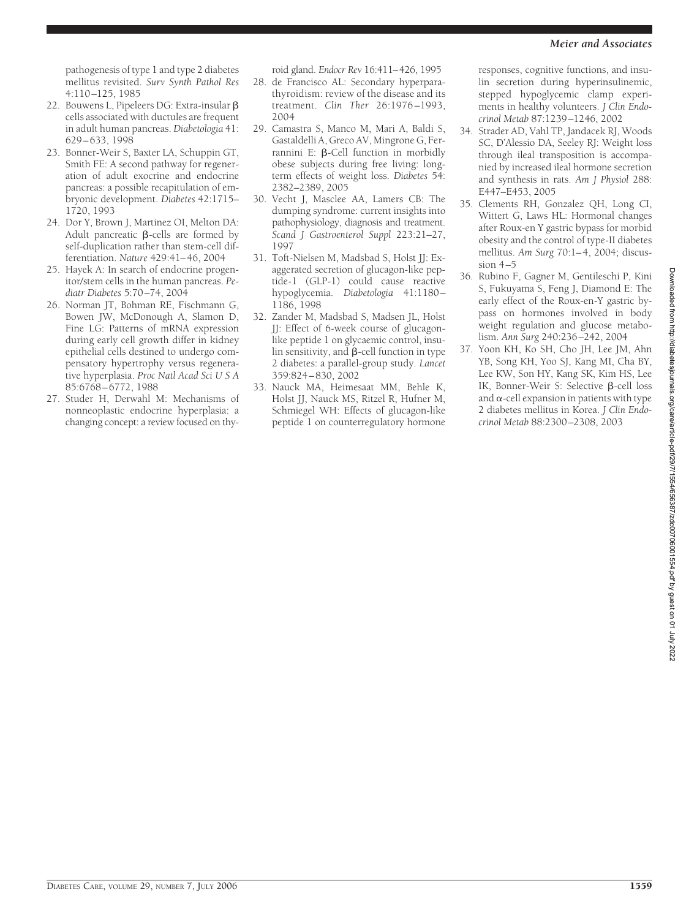pathogenesis of type 1 and type 2 diabetes mellitus revisited. *Surv Synth Pathol Res* 4:110–125, 1985

22. Bouwens L, Pipeleers DG: Extra-insular β cells associated with ductules are frequent in adult human pancreas. *Diabetologia* 41: 629–633, 1998
23. Bonner-Weir S, Baxter LA, Schuppin GT, Smith FE: A second pathway for regeneration of adult exocrine and endocrine pancreas: a possible recapitulation of embryonic development. *Diabetes* 42:1715–1720, 1993
24. Dor Y, Brown J, Martinez OI, Melton DA: Adult pancreatic β-cells are formed by self-duplication rather than stem-cell differentiation. *Nature* 429:41–46, 2004
25. Hayek A: In search of endocrine progenitor/stem cells in the human pancreas. *Pediatr Diabetes* 5:70–74, 2004
26. Norman JT, Bohman RE, Fischmann G, Bowen JW, McDonough A, Slamon D, Fine LG: Patterns of mRNA expression during early cell growth differ in kidney epithelial cells destined to undergo compensatory hypertrophy versus regenerative hyperplasia. *Proc Natl Acad Sci U S A* 85:6768–6772, 1988
27. Studer H, Derwahl M: Mechanisms of nonneoplastic endocrine hyperplasia: a changing concept: a review focused on thyroid gland. *Endocr Rev* 16:411–426, 1995
28. de Francisco AL: Secondary hyperparathyroidism: review of the disease and its treatment. *Clin Ther* 26:1976–1993, 2004
29. Camastra S, Manco M, Mari A, Baldi S, Gastaldelli A, Greco AV, Mingrone G, Ferrannini E: β-Cell function in morbidly obese subjects during free living: long-term effects of weight loss. *Diabetes* 54: 2382–2389, 2005
30. Vecht J, Masclee AA, Lamers CB: The dumping syndrome: current insights into pathophysiology, diagnosis and treatment. *Scand J Gastroenterol Suppl* 223:21–27, 1997
31. Toft-Nielsen M, Madsbad S, Holst JJ: Exaggerated secretion of glucagon-like peptide-1 (GLP-1) could cause reactive hypoglycemia. *Diabetologia* 41:1180–1186, 1998
32. Zander M, Madsbad S, Madsen JL, Holst JJ: Effect of 6-week course of glucagon-like peptide 1 on glycaemic control, insulin sensitivity, and β-cell function in type 2 diabetes: a parallel-group study. *Lancet* 359:824–830, 2002
33. Nauck MA, Heimesaat MM, Behle K, Holst JJ, Nauck MS, Ritzel R, Hufner M, Schmiegel WH: Effects of glucagon-like peptide 1 on counterregulatory hormone responses, cognitive functions, and insulin secretion during hyperinsulinemic, stepped hypoglycemic clamp experiments in healthy volunteers. *J Clin Endocrinol Metab* 87:1239–1246, 2002
34. Strader AD, Vahl TP, Jandacek RJ, Woods SC, D'Alessio DA, Seeley RJ: Weight loss through ileal transposition is accompanied by increased ileal hormone secretion and synthesis in rats. *Am J Physiol* 288: E447–E453, 2005
35. Clements RH, Gonzalez QH, Long CI, Wittert G, Laws HL: Hormonal changes after Roux-en Y gastric bypass for morbid obesity and the control of type-II diabetes mellitus. *Am Surg* 70:1–4, 2004; discussion 4–5
36. Rubino F, Gagner M, Gentileschi P, Kini S, Fukuyama S, Feng J, Diamond E: The early effect of the Roux-en-Y gastric bypass on hormones involved in body weight regulation and glucose metabolism. *Ann Surg* 240:236–242, 2004
37. Yoon KH, Ko SH, Cho JH, Lee JM, Ahn YB, Song KH, Yoo SJ, Kang MI, Cha BY, Lee KW, Son HY, Kang SK, Kim HS, Lee IK, Bonner-Weir S: Selective β-cell loss and α-cell expansion in patients with type 2 diabetes mellitus in Korea. *J Clin Endocrinol Metab* 88:2300–2308, 2003